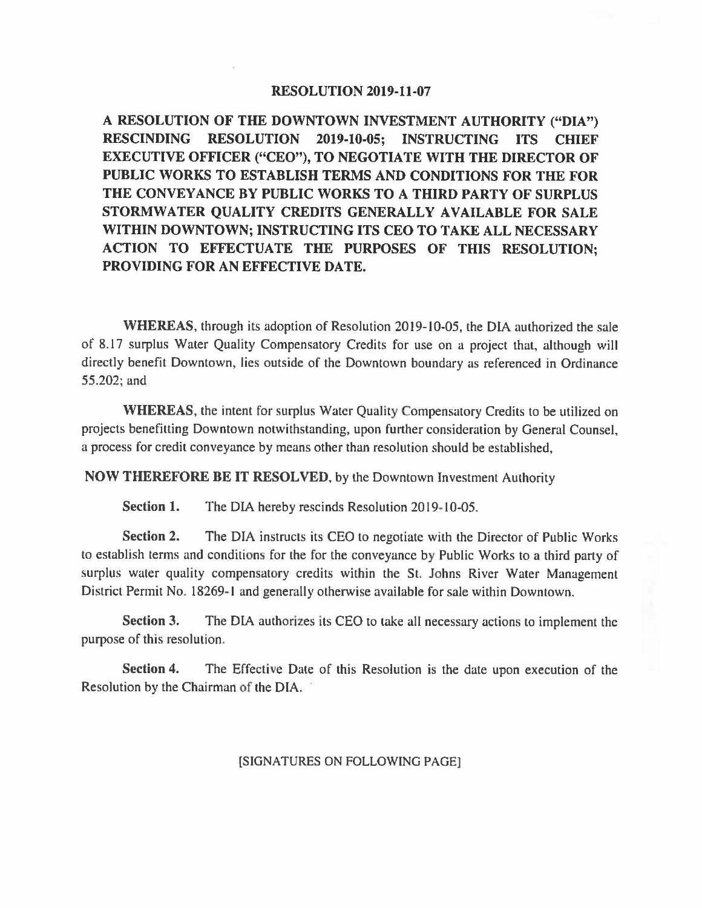# RESOLUTION 2019-11-07

**A RESOLUTION OF THE DOWNTOWN INVESTMENT AUTHORITY ("DIA") RESCINDING RESOLUTION 2019-10-05; INSTRUCTING ITS CHIEF EXECUTIVE OFFICER ("CEO"), TO NEGOTIATE WITH THE DIRECTOR OF PUBLIC WORKS TO ESTABLISH TERMS AND CONDITIONS FOR THE FOR THE CONVEYANCE BY PUBLIC WORKS TO A THIRD PARTY OF SURPLUS STORMWATER QUALITY CREDITS GENERALLY AVAILABLE FOR SALE WITHIN DOWNTOWN; INSTRUCTING ITS CEO TO TAKE ALL NECESSARY ACTION TO EFFECTUATE THE PURPOSES OF THIS RESOLUTION; PROVIDING FOR AN EFFECTIVE DATE.**

**WHEREAS**, through its adoption of Resolution 2019-10-05, the DIA authorized the sale of 8.17 surplus Water Quality Compensatory Credits for use on a project that, although will directly benefit Downtown, lies outside of the Downtown boundary as referenced in Ordinance 55.202; and

**WHEREAS**, the intent for surplus Water Quality Compensatory Credits to be utilized on projects benefitting Downtown notwithstanding, upon further consideration by General Counsel, a process for credit conveyance by means other than resolution should be established,

**NOW THEREFORE BE IT RESOLVED**, by the Downtown Investment Authority

**Section 1.** The DIA hereby rescinds Resolution 2019-10-05.

**Section 2.** The DIA instructs its CEO to negotiate with the Director of Public Works to establish terms and conditions for the for the conveyance by Public Works to a third party of surplus water quality compensatory credits within the St. Johns River Water Management District Permit No. 18269-1 and generally otherwise available for sale within Downtown.

**Section 3.** The DIA authorizes its CEO to take all necessary actions to implement the purpose of this resolution.

**Section 4.** The Effective Date of this Resolution is the date upon execution of the Resolution by the Chairman of the DIA.

[SIGNATURES ON FOLLOWING PAGE]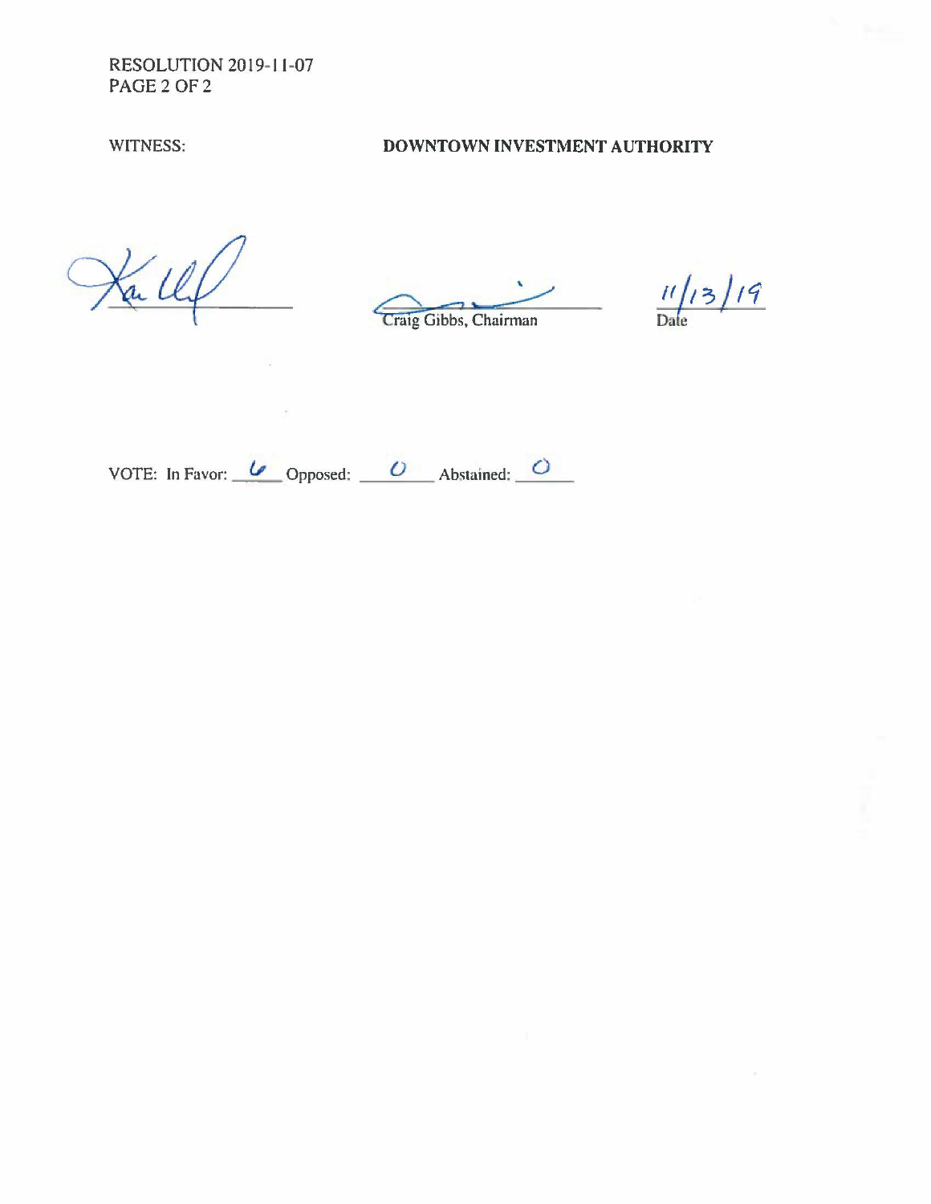RESOLUTION 2019-11-07
PAGE 2 OF 2

WITNESS: **DOWNTOWN INVESTMENT AUTHORITY**

Craig Gibbs, Chairman

11/13/19
Date

VOTE: In Favor: 6 Opposed: 0 Abstained: 0